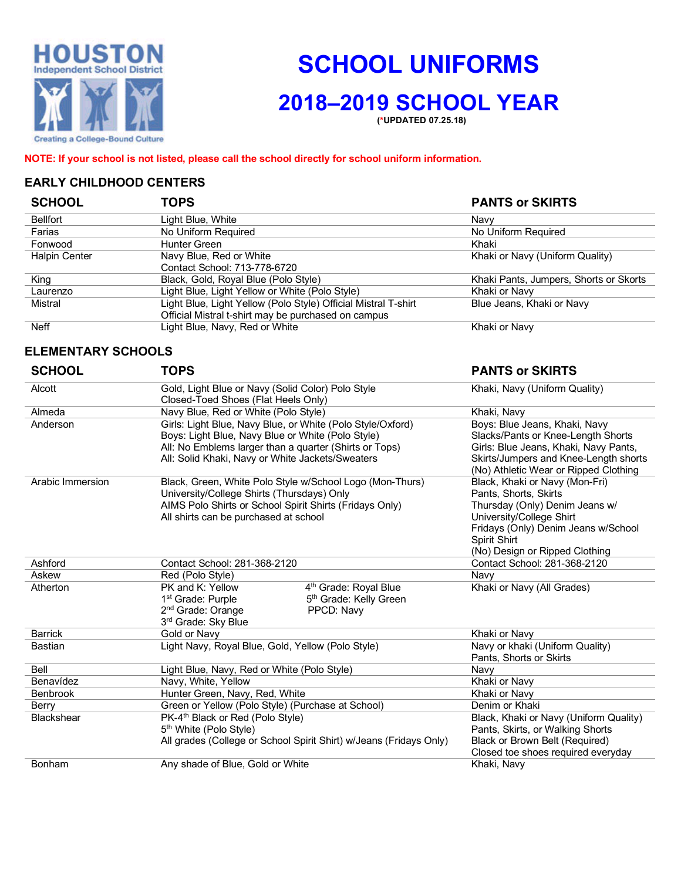# SCHOOL UNIFORMS

## 2018–2019 SCHOOL YEAR

(*UPDATED 07.25.18)

**NOTE: If your school is not listed, please call the school directly for school uniform information.**

### EARLY CHILDHOOD CENTERS

| SCHOOL | TOPS | PANTS or SKIRTS |
|---|---|---|
| Bellfort | Light Blue, White | Navy |
| Farias | No Uniform Required | No Uniform Required |
| Fonwood | Hunter Green | Khaki |
| Halpin Center | Navy Blue, Red or White<br>Contact School: 713-778-6720 | Khaki or Navy (Uniform Quality) |
| King | Black, Gold, Royal Blue (Polo Style) | Khaki Pants, Jumpers, Shorts or Skorts |
| Laurenzo | Light Blue, Light Yellow or White (Polo Style) | Khaki or Navy |
| Mistral | Light Blue, Light Yellow (Polo Style) Official Mistral T-shirt<br>Official Mistral t-shirt may be purchased on campus | Blue Jeans, Khaki or Navy |
| Neff | Light Blue, Navy, Red or White | Khaki or Navy |

### ELEMENTARY SCHOOLS

| SCHOOL | TOPS | PANTS or SKIRTS |
|---|---|---|
| Alcott | Gold, Light Blue or Navy (Solid Color) Polo Style<br>Closed-Toed Shoes (Flat Heels Only) | Khaki, Navy (Uniform Quality) |
| Almeda | Navy Blue, Red or White (Polo Style) | Khaki, Navy |
| Anderson | Girls: Light Blue, Navy Blue, or White (Polo Style/Oxford)<br>Boys: Light Blue, Navy Blue or White (Polo Style)<br>All: No Emblems larger than a quarter (Shirts or Tops)<br>All: Solid Khaki, Navy or White Jackets/Sweaters | Boys: Blue Jeans, Khaki, Navy Slacks/Pants or Knee-Length Shorts<br>Girls: Blue Jeans, Khaki, Navy Pants, Skirts/Jumpers and Knee-Length shorts<br>(No) Athletic Wear or Ripped Clothing |
| Arabic Immersion | Black, Green, White Polo Style w/School Logo (Mon-Thurs)<br>University/College Shirts (Thursdays) Only<br>AIMS Polo Shirts or School Spirit Shirts (Fridays Only)<br>All shirts can be purchased at school | Black, Khaki or Navy (Mon-Fri) Pants, Shorts, Skirts<br>Thursday (Only) Denim Jeans w/ University/College Shirt<br>Fridays (Only) Denim Jeans w/School Spirit Shirt<br>(No) Design or Ripped Clothing |
| Ashford | Contact School: 281-368-2120 | Contact School: 281-368-2120 |
| Askew | Red (Polo Style) | Navy |
| Atherton | PK and K: Yellow<br>1st Grade: Purple<br>2nd Grade: Orange<br>3rd Grade: Sky Blue<br>4th Grade: Royal Blue<br>5th Grade: Kelly Green<br>PPCD: Navy | Khaki or Navy (All Grades) |
| Barrick | Gold or Navy | Khaki or Navy |
| Bastian | Light Navy, Royal Blue, Gold, Yellow (Polo Style) | Navy or khaki (Uniform Quality) Pants, Shorts or Skirts |
| Bell | Light Blue, Navy, Red or White (Polo Style) | Navy |
| Benavídez | Navy, White, Yellow | Khaki or Navy |
| Benbrook | Hunter Green, Navy, Red, White | Khaki or Navy |
| Berry | Green or Yellow (Polo Style) (Purchase at School) | Denim or Khaki |
| Blackshear | PK-4th Black or Red (Polo Style)<br>5th White (Polo Style)<br>All grades (College or School Spirit Shirt) w/Jeans (Fridays Only) | Black, Khaki or Navy (Uniform Quality) Pants, Skirts, or Walking Shorts<br>Black or Brown Belt (Required)<br>Closed toe shoes required everyday |
| Bonham | Any shade of Blue, Gold or White | Khaki, Navy |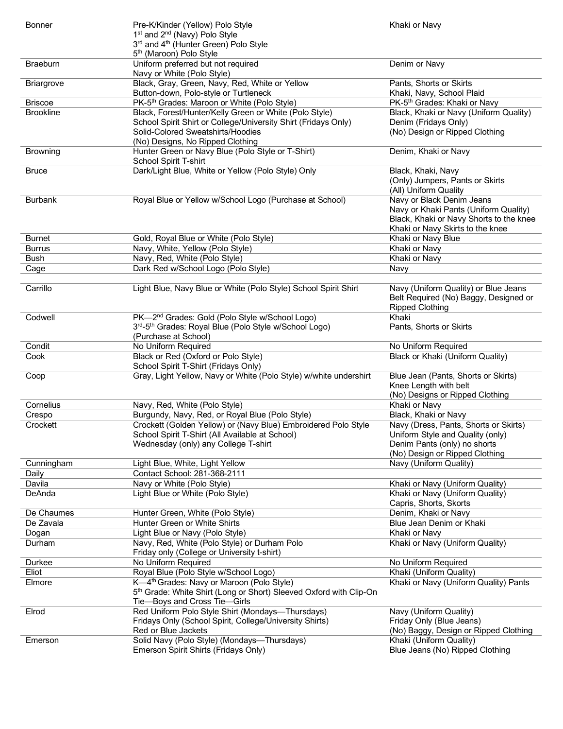| | | |
|---|---|---|
| Bonner | Pre-K/Kinder (Yellow) Polo Style<br>1st and 2nd (Navy) Polo Style<br>3rd and 4th (Hunter Green) Polo Style<br>5th (Maroon) Polo Style | Khaki or Navy |
| Braeburn | Uniform preferred but not required<br>Navy or White (Polo Style) | Denim or Navy |
| Briargrove | Black, Gray, Green, Navy, Red, White or Yellow<br>Button-down, Polo-style or Turtleneck | Pants, Shorts or Skirts<br>Khaki, Navy, School Plaid |
| Briscoe | PK-5th Grades: Maroon or White (Polo Style) | PK-5th Grades: Khaki or Navy |
| Brookline | Black, Forest/Hunter/Kelly Green or White (Polo Style)<br>School Spirit Shirt or College/University Shirt (Fridays Only)<br>Solid-Colored Sweatshirts/Hoodies<br>(No) Designs, No Ripped Clothing | Black, Khaki or Navy (Uniform Quality)<br>Denim (Fridays Only)<br>(No) Design or Ripped Clothing |
| Browning | Hunter Green or Navy Blue (Polo Style or T-Shirt)<br>School Spirit T-shirt | Denim, Khaki or Navy |
| Bruce | Dark/Light Blue, White or Yellow (Polo Style) Only | Black, Khaki, Navy<br>(Only) Jumpers, Pants or Skirts<br>(All) Uniform Quality |
| Burbank | Royal Blue or Yellow w/School Logo (Purchase at School) | Navy or Black Denim Jeans<br>Navy or Khaki Pants (Uniform Quality)<br>Black, Khaki or Navy Shorts to the knee<br>Khaki or Navy Skirts to the knee |
| Burnet | Gold, Royal Blue or White (Polo Style) | Khaki or Navy Blue |
| Burrus | Navy, White, Yellow (Polo Style) | Khaki or Navy |
| Bush | Navy, Red, White (Polo Style) | Khaki or Navy |
| Cage | Dark Red w/School Logo (Polo Style) | Navy |
| | | |
| Carrillo | Light Blue, Navy Blue or White (Polo Style) School Spirit Shirt | Navy (Uniform Quality) or Blue Jeans<br>Belt Required (No) Baggy, Designed or Ripped Clothing |
| Codwell | PK—2nd Grades: Gold (Polo Style w/School Logo)<br>3rd-5th Grades: Royal Blue (Polo Style w/School Logo)<br>(Purchase at School) | Khaki<br>Pants, Shorts or Skirts |
| Condit | No Uniform Required | No Uniform Required |
| Cook | Black or Red (Oxford or Polo Style)<br>School Spirit T-Shirt (Fridays Only) | Black or Khaki (Uniform Quality) |
| Coop | Gray, Light Yellow, Navy or White (Polo Style) w/white undershirt | Blue Jean (Pants, Shorts or Skirts)<br>Knee Length with belt<br>(No) Designs or Ripped Clothing |
| Cornelius | Navy, Red, White (Polo Style) | Khaki or Navy |
| Crespo | Burgundy, Navy, Red, or Royal Blue (Polo Style) | Black, Khaki or Navy |
| Crockett | Crockett (Golden Yellow) or (Navy Blue) Embroidered Polo Style<br>School Spirit T-Shirt (All Available at School)<br>Wednesday (only) any College T-shirt | Navy (Dress, Pants, Shorts or Skirts)<br>Uniform Style and Quality (only)<br>Denim Pants (only) no shorts<br>(No) Design or Ripped Clothing |
| Cunningham | Light Blue, White, Light Yellow | Navy (Uniform Quality) |
| Daily | Contact School: 281-368-2111 | |
| Davila | Navy or White (Polo Style) | Khaki or Navy (Uniform Quality) |
| DeAnda | Light Blue or White (Polo Style) | Khaki or Navy (Uniform Quality)<br>Capris, Shorts, Skorts |
| De Chaumes | Hunter Green, White (Polo Style) | Denim, Khaki or Navy |
| De Zavala | Hunter Green or White Shirts | Blue Jean Denim or Khaki |
| Dogan | Light Blue or Navy (Polo Style) | Khaki or Navy |
| Durham | Navy, Red, White (Polo Style) or Durham Polo<br>Friday only (College or University t-shirt) | Khaki or Navy (Uniform Quality) |
| Durkee | No Uniform Required | No Uniform Required |
| Eliot | Royal Blue (Polo Style w/School Logo) | Khaki (Uniform Quality) |
| Elmore | K—4th Grades: Navy or Maroon (Polo Style)<br>5th Grade: White Shirt (Long or Short) Sleeved Oxford with Clip-On Tie—Boys and Cross Tie—Girls | Khaki or Navy (Uniform Quality) Pants |
| Elrod | Red Uniform Polo Style Shirt (Mondays—Thursdays)<br>Fridays Only (School Spirit, College/University Shirts)<br>Red or Blue Jackets | Navy (Uniform Quality)<br>Friday Only (Blue Jeans)<br>(No) Baggy, Design or Ripped Clothing |
| Emerson | Solid Navy (Polo Style) (Mondays—Thursdays)<br>Emerson Spirit Shirts (Fridays Only) | Khaki (Uniform Quality)<br>Blue Jeans (No) Ripped Clothing |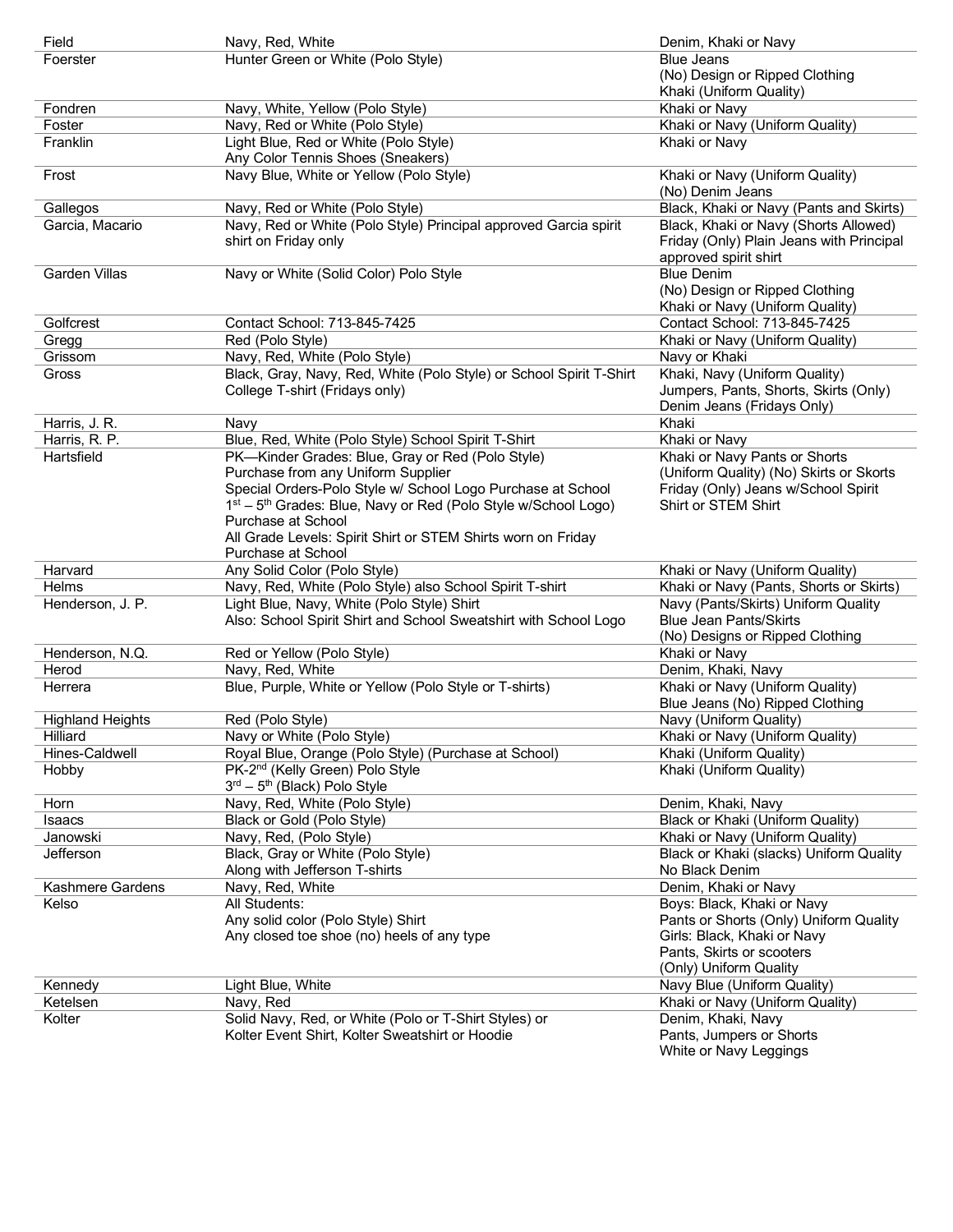| | | |
|---|---|---|
| Field | Navy, Red, White | Denim, Khaki or Navy |
| Foerster | Hunter Green or White (Polo Style) | Blue Jeans<br>(No) Design or Ripped Clothing<br>Khaki (Uniform Quality) |
| Fondren | Navy, White, Yellow (Polo Style) | Khaki or Navy |
| Foster | Navy, Red or White (Polo Style) | Khaki or Navy (Uniform Quality) |
| Franklin | Light Blue, Red or White (Polo Style)<br>Any Color Tennis Shoes (Sneakers) | Khaki or Navy |
| Frost | Navy Blue, White or Yellow (Polo Style) | Khaki or Navy (Uniform Quality)<br>(No) Denim Jeans |
| Gallegos | Navy, Red or White (Polo Style) | Black, Khaki or Navy (Pants and Skirts) |
| Garcia, Macario | Navy, Red or White (Polo Style) Principal approved Garcia spirit shirt on Friday only | Black, Khaki or Navy (Shorts Allowed)<br>Friday (Only) Plain Jeans with Principal approved spirit shirt |
| Garden Villas | Navy or White (Solid Color) Polo Style | Blue Denim<br>(No) Design or Ripped Clothing<br>Khaki or Navy (Uniform Quality) |
| Golfcrest | Contact School: 713-845-7425 | Contact School: 713-845-7425 |
| Gregg | Red (Polo Style) | Khaki or Navy (Uniform Quality) |
| Grissom | Navy, Red, White (Polo Style) | Navy or Khaki |
| Gross | Black, Gray, Navy, Red, White (Polo Style) or School Spirit T-Shirt<br>College T-shirt (Fridays only) | Khaki, Navy (Uniform Quality)<br>Jumpers, Pants, Shorts, Skirts (Only)<br>Denim Jeans (Fridays Only) |
| Harris, J. R. | Navy | Khaki |
| Harris, R. P. | Blue, Red, White (Polo Style) School Spirit T-Shirt | Khaki or Navy |
| Hartsfield | PK—Kinder Grades: Blue, Gray or Red (Polo Style)<br>Purchase from any Uniform Supplier<br>Special Orders-Polo Style w/ School Logo Purchase at School<br>1st – 5th Grades: Blue, Navy or Red (Polo Style w/School Logo)<br>Purchase at School<br>All Grade Levels: Spirit Shirt or STEM Shirts worn on Friday<br>Purchase at School | Khaki or Navy Pants or Shorts<br>(Uniform Quality) (No) Skirts or Skorts<br>Friday (Only) Jeans w/School Spirit Shirt or STEM Shirt |
| Harvard | Any Solid Color (Polo Style) | Khaki or Navy (Uniform Quality) |
| Helms | Navy, Red, White (Polo Style) also School Spirit T-shirt | Khaki or Navy (Pants, Shorts or Skirts) |
| Henderson, J. P. | Light Blue, Navy, White (Polo Style) Shirt<br>Also: School Spirit Shirt and School Sweatshirt with School Logo | Navy (Pants/Skirts) Uniform Quality<br>Blue Jean Pants/Skirts<br>(No) Designs or Ripped Clothing |
| Henderson, N.Q. | Red or Yellow (Polo Style) | Khaki or Navy |
| Herod | Navy, Red, White | Denim, Khaki, Navy |
| Herrera | Blue, Purple, White or Yellow (Polo Style or T-shirts) | Khaki or Navy (Uniform Quality)<br>Blue Jeans (No) Ripped Clothing |
| Highland Heights | Red (Polo Style) | Navy (Uniform Quality) |
| Hilliard | Navy or White (Polo Style) | Khaki or Navy (Uniform Quality) |
| Hines-Caldwell | Royal Blue, Orange (Polo Style) (Purchase at School) | Khaki (Uniform Quality) |
| Hobby | PK-2nd (Kelly Green) Polo Style<br>3rd – 5th (Black) Polo Style | Khaki (Uniform Quality) |
| Horn | Navy, Red, White (Polo Style) | Denim, Khaki, Navy |
| Isaacs | Black or Gold (Polo Style) | Black or Khaki (Uniform Quality) |
| Janowski | Navy, Red, (Polo Style) | Khaki or Navy (Uniform Quality) |
| Jefferson | Black, Gray or White (Polo Style)<br>Along with Jefferson T-shirts | Black or Khaki (slacks) Uniform Quality<br>No Black Denim |
| Kashmere Gardens | Navy, Red, White | Denim, Khaki or Navy |
| Kelso | All Students:<br>Any solid color (Polo Style) Shirt<br>Any closed toe shoe (no) heels of any type | Boys: Black, Khaki or Navy<br>Pants or Shorts (Only) Uniform Quality<br>Girls: Black, Khaki or Navy<br>Pants, Skirts or scooters<br>(Only) Uniform Quality |
| Kennedy | Light Blue, White | Navy Blue (Uniform Quality) |
| Ketelsen | Navy, Red | Khaki or Navy (Uniform Quality) |
| Kolter | Solid Navy, Red, or White (Polo or T-Shirt Styles) or<br>Kolter Event Shirt, Kolter Sweatshirt or Hoodie | Denim, Khaki, Navy<br>Pants, Jumpers or Shorts<br>White or Navy Leggings |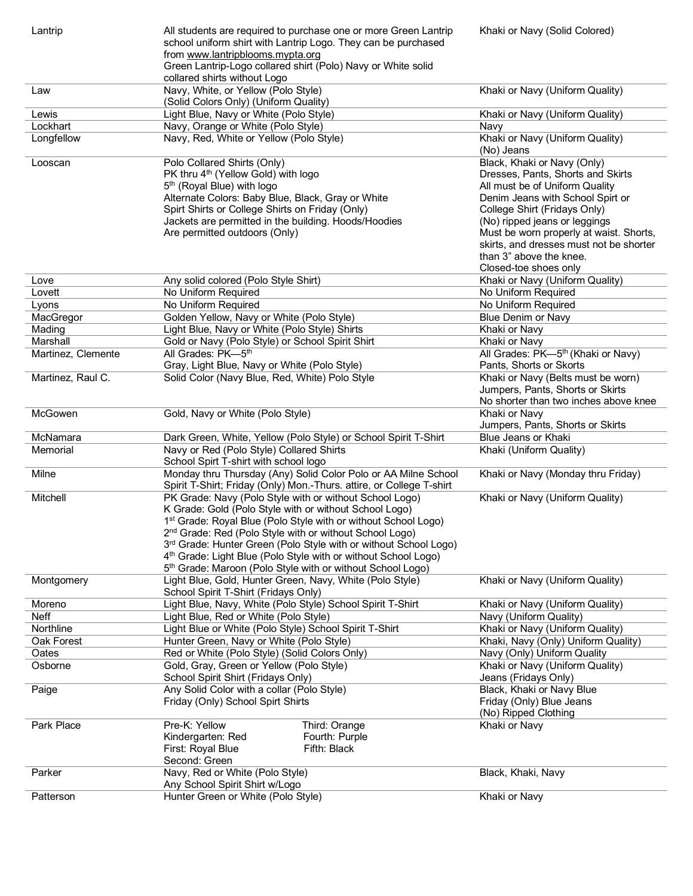| | | |
|---|---|---|
| Lantrip | All students are required to purchase one or more Green Lantrip school uniform shirt with Lantrip Logo. They can be purchased from www.lantripblooms.mypta.org<br>Green Lantrip-Logo collared shirt (Polo) Navy or White solid collared shirts without Logo | Khaki or Navy (Solid Colored) |
| Law | Navy, White, or Yellow (Polo Style)<br>(Solid Colors Only) (Uniform Quality) | Khaki or Navy (Uniform Quality) |
| Lewis | Light Blue, Navy or White (Polo Style) | Khaki or Navy (Uniform Quality) |
| Lockhart | Navy, Orange or White (Polo Style) | Navy |
| Longfellow | Navy, Red, White or Yellow (Polo Style) | Khaki or Navy (Uniform Quality)<br>(No) Jeans |
| Looscan | Polo Collared Shirts (Only)<br>PK thru 4th (Yellow Gold) with logo<br>5th (Royal Blue) with logo<br>Alternate Colors: Baby Blue, Black, Gray or White<br>Spirt Shirts or College Shirts on Friday (Only)<br>Jackets are permitted in the building. Hoods/Hoodies Are permitted outdoors (Only) | Black, Khaki or Navy (Only)<br>Dresses, Pants, Shorts and Skirts<br>All must be of Uniform Quality<br>Denim Jeans with School Spirt or College Shirt (Fridays Only)<br>(No) ripped jeans or leggings<br>Must be worn properly at waist. Shorts, skirts, and dresses must not be shorter than 3" above the knee.<br>Closed-toe shoes only |
| Love | Any solid colored (Polo Style Shirt) | Khaki or Navy (Uniform Quality) |
| Lovett | No Uniform Required | No Uniform Required |
| Lyons | No Uniform Required | No Uniform Required |
| MacGregor | Golden Yellow, Navy or White (Polo Style) | Blue Denim or Navy |
| Mading | Light Blue, Navy or White (Polo Style) Shirts | Khaki or Navy |
| Marshall | Gold or Navy (Polo Style) or School Spirit Shirt | Khaki or Navy |
| Martinez, Clemente | All Grades: PK—5th<br>Gray, Light Blue, Navy or White (Polo Style) | All Grades: PK—5th (Khaki or Navy)<br>Pants, Shorts or Skorts |
| Martinez, Raul C. | Solid Color (Navy Blue, Red, White) Polo Style | Khaki or Navy (Belts must be worn)<br>Jumpers, Pants, Shorts or Skirts<br>No shorter than two inches above knee |
| McGowen | Gold, Navy or White (Polo Style) | Khaki or Navy<br>Jumpers, Pants, Shorts or Skirts |
| McNamara | Dark Green, White, Yellow (Polo Style) or School Spirit T-Shirt | Blue Jeans or Khaki |
| Memorial | Navy or Red (Polo Style) Collared Shirts<br>School Spirt T-shirt with school logo | Khaki (Uniform Quality) |
| Milne | Monday thru Thursday (Any) Solid Color Polo or AA Milne School Spirit T-Shirt; Friday (Only) Mon.-Thurs. attire, or College T-shirt | Khaki or Navy (Monday thru Friday) |
| Mitchell | PK Grade: Navy (Polo Style with or without School Logo)<br>K Grade: Gold (Polo Style with or without School Logo)<br>1st Grade: Royal Blue (Polo Style with or without School Logo)<br>2nd Grade: Red (Polo Style with or without School Logo)<br>3rd Grade: Hunter Green (Polo Style with or without School Logo)<br>4th Grade: Light Blue (Polo Style with or without School Logo)<br>5th Grade: Maroon (Polo Style with or without School Logo) | Khaki or Navy (Uniform Quality) |
| Montgomery | Light Blue, Gold, Hunter Green, Navy, White (Polo Style)<br>School Spirit T-Shirt (Fridays Only) | Khaki or Navy (Uniform Quality) |
| Moreno | Light Blue, Navy, White (Polo Style) School Spirit T-Shirt | Khaki or Navy (Uniform Quality) |
| Neff | Light Blue, Red or White (Polo Style) | Navy (Uniform Quality) |
| Northline | Light Blue or White (Polo Style) School Spirit T-Shirt | Khaki or Navy (Uniform Quality) |
| Oak Forest | Hunter Green, Navy or White (Polo Style) | Khaki, Navy (Only) Uniform Quality) |
| Oates | Red or White (Polo Style) (Solid Colors Only) | Navy (Only) Uniform Quality |
| Osborne | Gold, Gray, Green or Yellow (Polo Style)<br>School Spirit Shirt (Fridays Only) | Khaki or Navy (Uniform Quality)<br>Jeans (Fridays Only) |
| Paige | Any Solid Color with a collar (Polo Style)<br>Friday (Only) School Spirt Shirts | Black, Khaki or Navy Blue<br>Friday (Only) Blue Jeans<br>(No) Ripped Clothing |
| Park Place | Pre-K: Yellow<br>Kindergarten: Red<br>First: Royal Blue<br>Second: Green<br>Third: Orange<br>Fourth: Purple<br>Fifth: Black | Khaki or Navy |
| Parker | Navy, Red or White (Polo Style)<br>Any School Spirit Shirt w/Logo | Black, Khaki, Navy |
| Patterson | Hunter Green or White (Polo Style) | Khaki or Navy |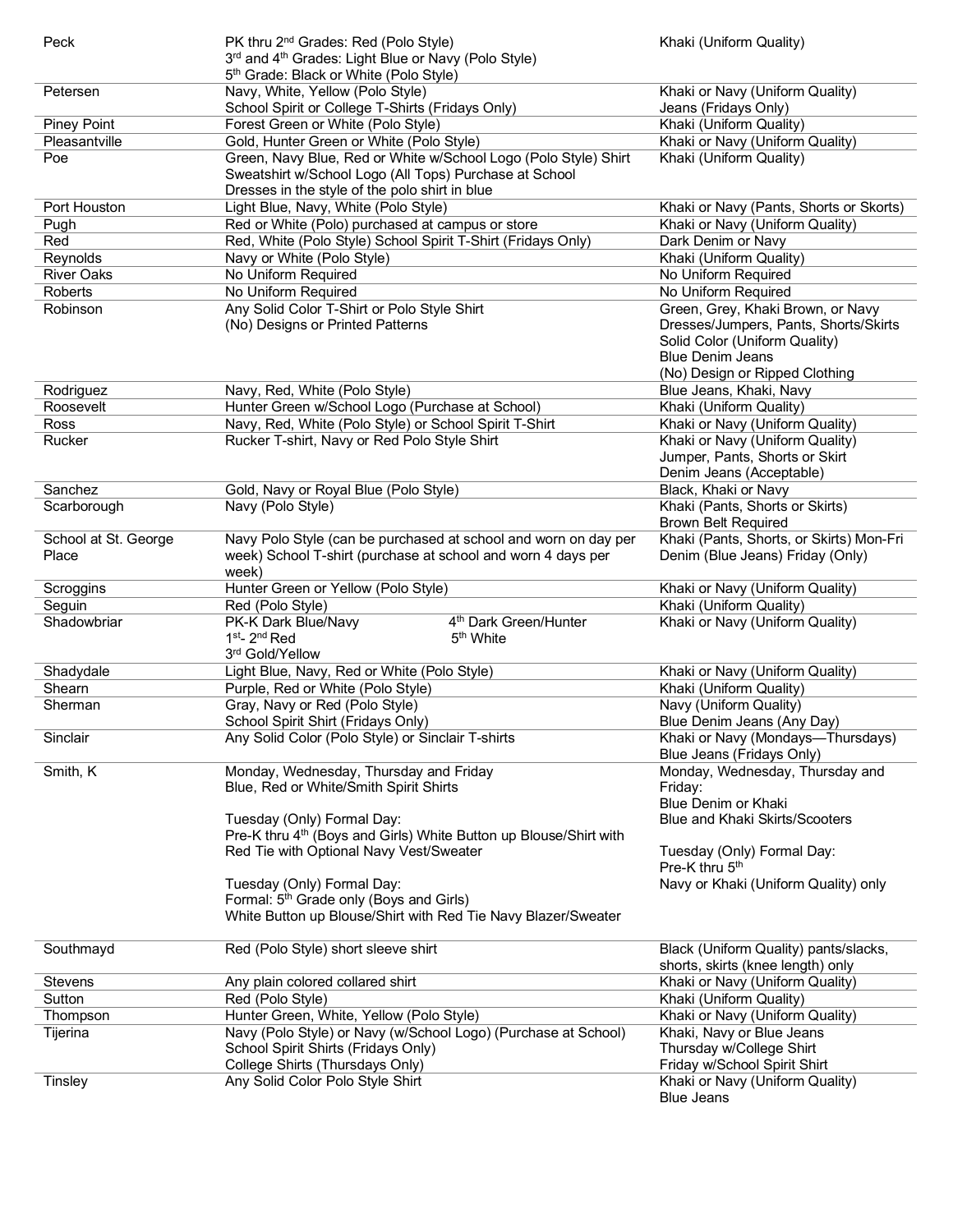| | | |
|---|---|---|
| Peck | PK thru 2nd Grades: Red (Polo Style)<br>3rd and 4th Grades: Light Blue or Navy (Polo Style)<br>5th Grade: Black or White (Polo Style) | Khaki (Uniform Quality) |
| Petersen | Navy, White, Yellow (Polo Style)<br>School Spirit or College T-Shirts (Fridays Only) | Khaki or Navy (Uniform Quality)<br>Jeans (Fridays Only) |
| Piney Point | Forest Green or White (Polo Style) | Khaki (Uniform Quality) |
| Pleasantville | Gold, Hunter Green or White (Polo Style) | Khaki or Navy (Uniform Quality) |
| Poe | Green, Navy Blue, Red or White w/School Logo (Polo Style) Shirt<br>Sweatshirt w/School Logo (All Tops) Purchase at School<br>Dresses in the style of the polo shirt in blue | Khaki (Uniform Quality) |
| Port Houston | Light Blue, Navy, White (Polo Style) | Khaki or Navy (Pants, Shorts or Skorts) |
| Pugh | Red or White (Polo) purchased at campus or store | Khaki or Navy (Uniform Quality) |
| Red | Red, White (Polo Style) School Spirit T-Shirt (Fridays Only) | Dark Denim or Navy |
| Reynolds | Navy or White (Polo Style) | Khaki (Uniform Quality) |
| River Oaks | No Uniform Required | No Uniform Required |
| Roberts | No Uniform Required | No Uniform Required |
| Robinson | Any Solid Color T-Shirt or Polo Style Shirt<br>(No) Designs or Printed Patterns | Green, Grey, Khaki Brown, or Navy<br>Dresses/Jumpers, Pants, Shorts/Skirts<br>Solid Color (Uniform Quality)<br>Blue Denim Jeans<br>(No) Design or Ripped Clothing |
| Rodriguez | Navy, Red, White (Polo Style) | Blue Jeans, Khaki, Navy |
| Roosevelt | Hunter Green w/School Logo (Purchase at School) | Khaki (Uniform Quality) |
| Ross | Navy, Red, White (Polo Style) or School Spirit T-Shirt | Khaki or Navy (Uniform Quality) |
| Rucker | Rucker T-shirt, Navy or Red Polo Style Shirt | Khaki or Navy (Uniform Quality)<br>Jumper, Pants, Shorts or Skirt<br>Denim Jeans (Acceptable) |
| Sanchez | Gold, Navy or Royal Blue (Polo Style) | Black, Khaki or Navy |
| Scarborough | Navy (Polo Style) | Khaki (Pants, Shorts or Skirts)<br>Brown Belt Required |
| School at St. George Place | Navy Polo Style (can be purchased at school and worn on day per week) School T-shirt (purchase at school and worn 4 days per week) | Khaki (Pants, Shorts, or Skirts) Mon-Fri<br>Denim (Blue Jeans) Friday (Only) |
| Scroggins | Hunter Green or Yellow (Polo Style) | Khaki or Navy (Uniform Quality) |
| Seguin | Red (Polo Style) | Khaki (Uniform Quality) |
| Shadowbriar | PK-K Dark Blue/Navy<br>1st- 2nd Red<br>3rd Gold/Yellow<br>4th Dark Green/Hunter<br>5th White | Khaki or Navy (Uniform Quality) |
| Shadydale | Light Blue, Navy, Red or White (Polo Style) | Khaki or Navy (Uniform Quality) |
| Shearn | Purple, Red or White (Polo Style) | Khaki (Uniform Quality) |
| Sherman | Gray, Navy or Red (Polo Style)<br>School Spirit Shirt (Fridays Only) | Navy (Uniform Quality)<br>Blue Denim Jeans (Any Day) |
| Sinclair | Any Solid Color (Polo Style) or Sinclair T-shirts | Khaki or Navy (Mondays—Thursdays)<br>Blue Jeans (Fridays Only) |
| Smith, K | Monday, Wednesday, Thursday and Friday<br>Blue, Red or White/Smith Spirit Shirts<br><br>Tuesday (Only) Formal Day:<br>Pre-K thru 4th (Boys and Girls) White Button up Blouse/Shirt with Red Tie with Optional Navy Vest/Sweater<br><br>Tuesday (Only) Formal Day:<br>Formal: 5th Grade only (Boys and Girls)<br>White Button up Blouse/Shirt with Red Tie Navy Blazer/Sweater | Monday, Wednesday, Thursday and Friday:<br>Blue Denim or Khaki<br>Blue and Khaki Skirts/Scooters<br><br>Tuesday (Only) Formal Day:<br>Pre-K thru 5th<br>Navy or Khaki (Uniform Quality) only |
| Southmayd | Red (Polo Style) short sleeve shirt | Black (Uniform Quality) pants/slacks, shorts, skirts (knee length) only |
| Stevens | Any plain colored collared shirt | Khaki or Navy (Uniform Quality) |
| Sutton | Red (Polo Style) | Khaki (Uniform Quality) |
| Thompson | Hunter Green, White, Yellow (Polo Style) | Khaki or Navy (Uniform Quality) |
| Tijerina | Navy (Polo Style) or Navy (w/School Logo) (Purchase at School)<br>School Spirit Shirts (Fridays Only)<br>College Shirts (Thursdays Only) | Khaki, Navy or Blue Jeans<br>Thursday w/College Shirt<br>Friday w/School Spirit Shirt |
| Tinsley | Any Solid Color Polo Style Shirt | Khaki or Navy (Uniform Quality)<br>Blue Jeans |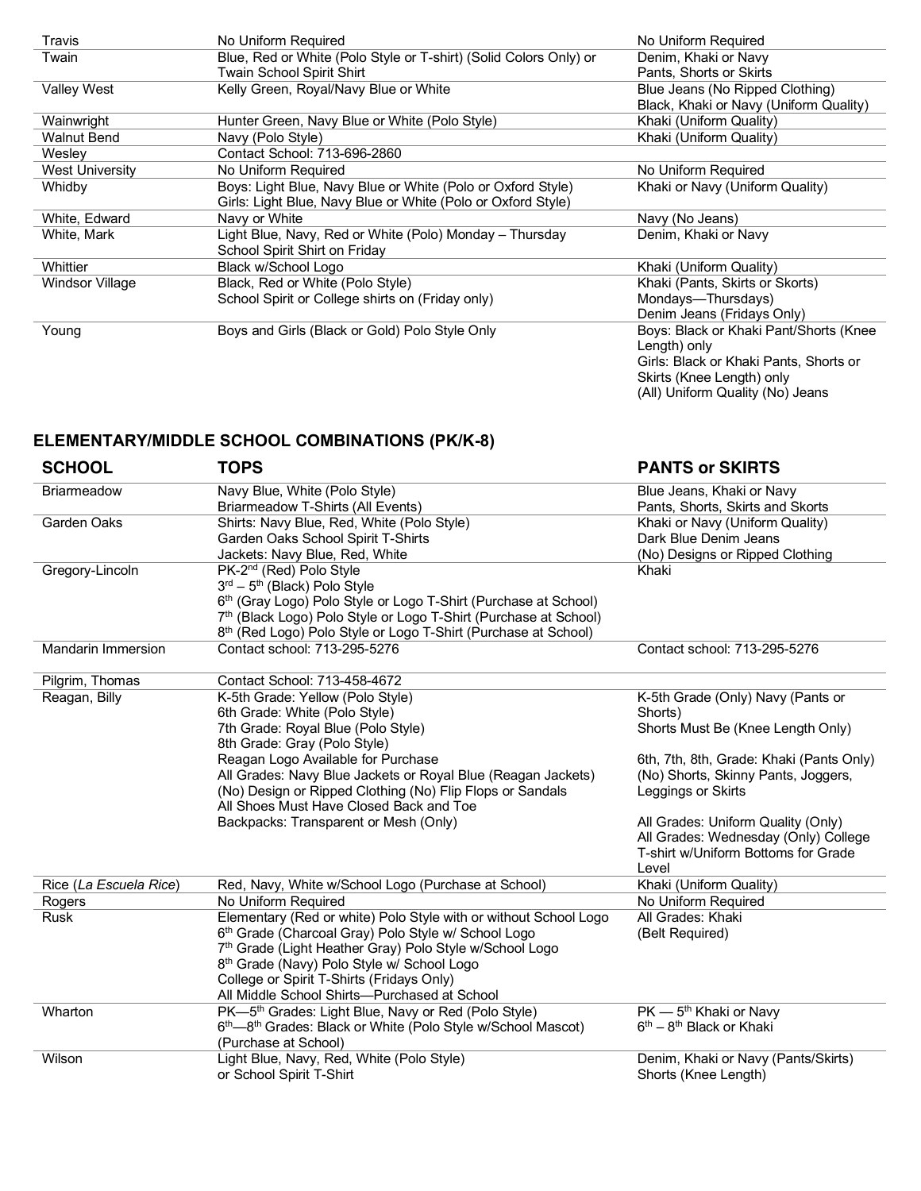| | | |
|---|---|---|
| Travis | No Uniform Required | No Uniform Required |
| Twain | Blue, Red or White (Polo Style or T-shirt) (Solid Colors Only) or Twain School Spirit Shirt | Denim, Khaki or Navy Pants, Shorts or Skirts |
| Valley West | Kelly Green, Royal/Navy Blue or White | Blue Jeans (No Ripped Clothing) Black, Khaki or Navy (Uniform Quality) |
| Wainwright | Hunter Green, Navy Blue or White (Polo Style) | Khaki (Uniform Quality) |
| Walnut Bend | Navy (Polo Style) | Khaki (Uniform Quality) |
| Wesley | Contact School: 713-696-2860 | |
| West University | No Uniform Required | No Uniform Required |
| Whidby | Boys: Light Blue, Navy Blue or White (Polo or Oxford Style)<br>Girls: Light Blue, Navy Blue or White (Polo or Oxford Style) | Khaki or Navy (Uniform Quality) |
| White, Edward | Navy or White | Navy (No Jeans) |
| White, Mark | Light Blue, Navy, Red or White (Polo) Monday – Thursday<br>School Spirit Shirt on Friday | Denim, Khaki or Navy |
| Whittier | Black w/School Logo | Khaki (Uniform Quality) |
| Windsor Village | Black, Red or White (Polo Style)<br>School Spirit or College shirts on (Friday only) | Khaki (Pants, Skirts or Skorts) Mondays—Thursdays)<br>Denim Jeans (Fridays Only) |
| Young | Boys and Girls (Black or Gold) Polo Style Only | Boys: Black or Khaki Pant/Shorts (Knee Length) only<br>Girls: Black or Khaki Pants, Shorts or Skirts (Knee Length) only<br>(All) Uniform Quality (No) Jeans |

## ELEMENTARY/MIDDLE SCHOOL COMBINATIONS (PK/K-8)

| SCHOOL | TOPS | PANTS or SKIRTS |
|---|---|---|
| Briarmeadow | Navy Blue, White (Polo Style)<br>Briarmeadow T-Shirts (All Events) | Blue Jeans, Khaki or Navy<br>Pants, Shorts, Skirts and Skorts |
| Garden Oaks | Shirts: Navy Blue, Red, White (Polo Style)<br>Garden Oaks School Spirit T-Shirts<br>Jackets: Navy Blue, Red, White | Khaki or Navy (Uniform Quality)<br>Dark Blue Denim Jeans<br>(No) Designs or Ripped Clothing |
| Gregory-Lincoln | PK-2nd (Red) Polo Style<br>3rd – 5th (Black) Polo Style<br>6th (Gray Logo) Polo Style or Logo T-Shirt (Purchase at School)<br>7th (Black Logo) Polo Style or Logo T-Shirt (Purchase at School)<br>8th (Red Logo) Polo Style or Logo T-Shirt (Purchase at School) | Khaki |
| Mandarin Immersion | Contact school: 713-295-5276 | Contact school: 713-295-5276 |
| Pilgrim, Thomas | Contact School: 713-458-4672 | |
| Reagan, Billy | K-5th Grade: Yellow (Polo Style)<br>6th Grade: White (Polo Style)<br>7th Grade: Royal Blue (Polo Style)<br>8th Grade: Gray (Polo Style)<br>Reagan Logo Available for Purchase<br>All Grades: Navy Blue Jackets or Royal Blue (Reagan Jackets)<br>(No) Design or Ripped Clothing (No) Flip Flops or Sandals<br>All Shoes Must Have Closed Back and Toe<br>Backpacks: Transparent or Mesh (Only) | K-5th Grade (Only) Navy (Pants or Shorts)<br>Shorts Must Be (Knee Length Only)<br><br>6th, 7th, 8th, Grade: Khaki (Pants Only)<br>(No) Shorts, Skinny Pants, Joggers, Leggings or Skirts<br><br>All Grades: Uniform Quality (Only)<br>All Grades: Wednesday (Only) College T-shirt w/Uniform Bottoms for Grade Level |
| Rice (*La Escuela Rice*) | Red, Navy, White w/School Logo (Purchase at School) | Khaki (Uniform Quality) |
| Rogers | No Uniform Required | No Uniform Required |
| Rusk | Elementary (Red or white) Polo Style with or without School Logo<br>6th Grade (Charcoal Gray) Polo Style w/ School Logo<br>7th Grade (Light Heather Gray) Polo Style w/School Logo<br>8th Grade (Navy) Polo Style w/ School Logo<br>College or Spirit T-Shirts (Fridays Only)<br>All Middle School Shirts—Purchased at School | All Grades: Khaki<br>(Belt Required) |
| Wharton | PK—5th Grades: Light Blue, Navy or Red (Polo Style)<br>6th—8th Grades: Black or White (Polo Style w/School Mascot) (Purchase at School) | PK — 5th Khaki or Navy<br>6th – 8th Black or Khaki |
| Wilson | Light Blue, Navy, Red, White (Polo Style)<br>or School Spirit T-Shirt | Denim, Khaki or Navy (Pants/Skirts)<br>Shorts (Knee Length) |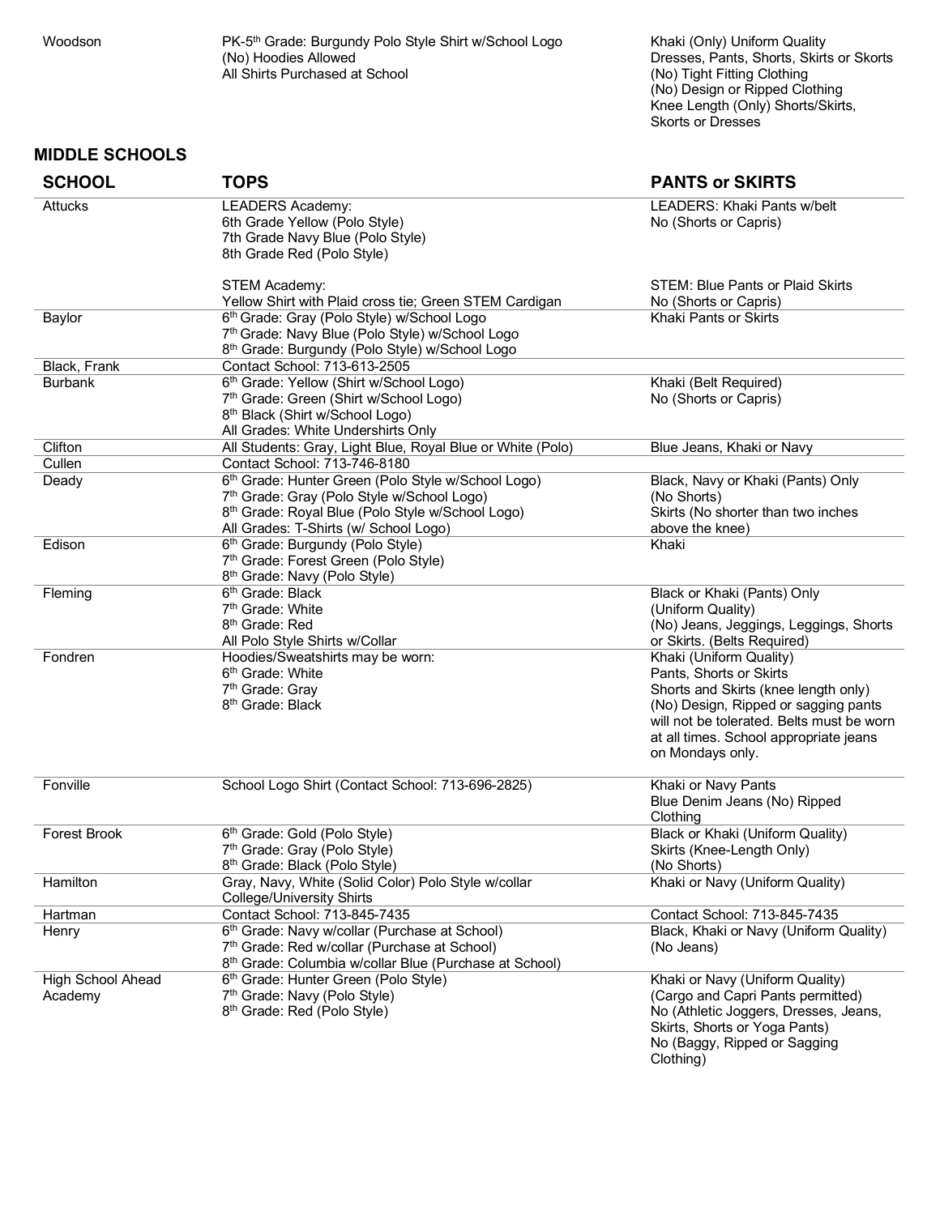| | | |
|---|---|---|
| Woodson | PK-5th Grade: Burgundy Polo Style Shirt w/School Logo<br>(No) Hoodies Allowed<br>All Shirts Purchased at School | Khaki (Only) Uniform Quality<br>Dresses, Pants, Shorts, Skirts or Skorts<br>(No) Tight Fitting Clothing<br>(No) Design or Ripped Clothing<br>Knee Length (Only) Shorts/Skirts,<br>Skorts or Dresses |

## MIDDLE SCHOOLS

| SCHOOL | TOPS | PANTS or SKIRTS |
|---|---|---|
| Attucks | LEADERS Academy:<br>6th Grade Yellow (Polo Style)<br>7th Grade Navy Blue (Polo Style)<br>8th Grade Red (Polo Style)<br><br>STEM Academy:<br>Yellow Shirt with Plaid cross tie; Green STEM Cardigan | LEADERS: Khaki Pants w/belt<br>No (Shorts or Capris)<br><br>STEM: Blue Pants or Plaid Skirts<br>No (Shorts or Capris) |
| Baylor | 6th Grade: Gray (Polo Style) w/School Logo<br>7th Grade: Navy Blue (Polo Style) w/School Logo<br>8th Grade: Burgundy (Polo Style) w/School Logo | Khaki Pants or Skirts |
| Black, Frank | Contact School: 713-613-2505 | |
| Burbank | 6th Grade: Yellow (Shirt w/School Logo)<br>7th Grade: Green (Shirt w/School Logo)<br>8th Black (Shirt w/School Logo)<br>All Grades: White Undershirts Only | Khaki (Belt Required)<br>No (Shorts or Capris) |
| Clifton | All Students: Gray, Light Blue, Royal Blue or White (Polo) | Blue Jeans, Khaki or Navy |
| Cullen | Contact School: 713-746-8180 | |
| Deady | 6th Grade: Hunter Green (Polo Style w/School Logo)<br>7th Grade: Gray (Polo Style w/School Logo)<br>8th Grade: Royal Blue (Polo Style w/School Logo)<br>All Grades: T-Shirts (w/ School Logo) | Black, Navy or Khaki (Pants) Only<br>(No Shorts)<br>Skirts (No shorter than two inches above the knee) |
| Edison | 6th Grade: Burgundy (Polo Style)<br>7th Grade: Forest Green (Polo Style)<br>8th Grade: Navy (Polo Style) | Khaki |
| Fleming | 6th Grade: Black<br>7th Grade: White<br>8th Grade: Red<br>All Polo Style Shirts w/Collar | Black or Khaki (Pants) Only<br>(Uniform Quality)<br>(No) Jeans, Jeggings, Leggings, Shorts or Skirts. (Belts Required) |
| Fondren | Hoodies/Sweatshirts may be worn:<br>6th Grade: White<br>7th Grade: Gray<br>8th Grade: Black | Khaki (Uniform Quality)<br>Pants, Shorts or Skirts<br>Shorts and Skirts (knee length only)<br>(No) Design, Ripped or sagging pants will not be tolerated. Belts must be worn at all times. School appropriate jeans on Mondays only. |
| Fonville | School Logo Shirt (Contact School: 713-696-2825) | Khaki or Navy Pants<br>Blue Denim Jeans (No) Ripped Clothing |
| Forest Brook | 6th Grade: Gold (Polo Style)<br>7th Grade: Gray (Polo Style)<br>8th Grade: Black (Polo Style) | Black or Khaki (Uniform Quality)<br>Skirts (Knee-Length Only)<br>(No Shorts) |
| Hamilton | Gray, Navy, White (Solid Color) Polo Style w/collar<br>College/University Shirts | Khaki or Navy (Uniform Quality) |
| Hartman | Contact School: 713-845-7435 | Contact School: 713-845-7435 |
| Henry | 6th Grade: Navy w/collar (Purchase at School)<br>7th Grade: Red w/collar (Purchase at School)<br>8th Grade: Columbia w/collar Blue (Purchase at School) | Black, Khaki or Navy (Uniform Quality)<br>(No Jeans) |
| High School Ahead Academy | 6th Grade: Hunter Green (Polo Style)<br>7th Grade: Navy (Polo Style)<br>8th Grade: Red (Polo Style) | Khaki or Navy (Uniform Quality)<br>(Cargo and Capri Pants permitted)<br>No (Athletic Joggers, Dresses, Jeans, Skirts, Shorts or Yoga Pants)<br>No (Baggy, Ripped or Sagging Clothing) |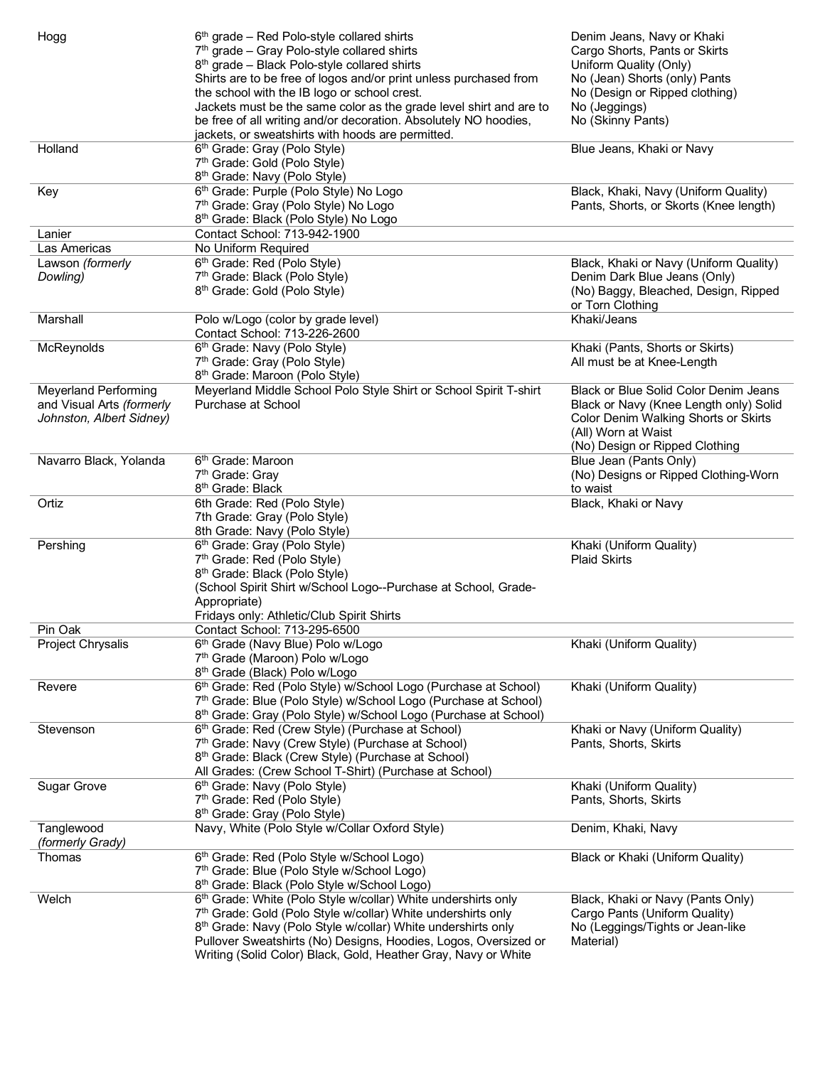| | | |
|---|---|---|
| Hogg | 6th grade – Red Polo-style collared shirts<br>7th grade – Gray Polo-style collared shirts<br>8th grade – Black Polo-style collared shirts<br>Shirts are to be free of logos and/or print unless purchased from the school with the IB logo or school crest.<br>Jackets must be the same color as the grade level shirt and are to be free of all writing and/or decoration. Absolutely NO hoodies, jackets, or sweatshirts with hoods are permitted. | Denim Jeans, Navy or Khaki<br>Cargo Shorts, Pants or Skirts<br>Uniform Quality (Only)<br>No (Jean) Shorts (only) Pants<br>No (Design or Ripped clothing)<br>No (Jeggings)<br>No (Skinny Pants) |
| Holland | 6th Grade: Gray (Polo Style)<br>7th Grade: Gold (Polo Style)<br>8th Grade: Navy (Polo Style) | Blue Jeans, Khaki or Navy |
| Key | 6th Grade: Purple (Polo Style) No Logo<br>7th Grade: Gray (Polo Style) No Logo<br>8th Grade: Black (Polo Style) No Logo | Black, Khaki, Navy (Uniform Quality)<br>Pants, Shorts, or Skorts (Knee length) |
| Lanier | Contact School: 713-942-1900 | |
| Las Americas | No Uniform Required | |
| Lawson *(formerly Dowling)* | 6th Grade: Red (Polo Style)<br>7th Grade: Black (Polo Style)<br>8th Grade: Gold (Polo Style) | Black, Khaki or Navy (Uniform Quality)<br>Denim Dark Blue Jeans (Only)<br>(No) Baggy, Bleached, Design, Ripped or Torn Clothing |
| Marshall | Polo w/Logo (color by grade level)<br>Contact School: 713-226-2600 | Khaki/Jeans |
| McReynolds | 6th Grade: Navy (Polo Style)<br>7th Grade: Gray (Polo Style)<br>8th Grade: Maroon (Polo Style) | Khaki (Pants, Shorts or Skirts)<br>All must be at Knee-Length |
| Meyerland Performing and Visual Arts *(formerly Johnston, Albert Sidney)* | Meyerland Middle School Polo Style Shirt or School Spirit T-shirt Purchase at School | Black or Blue Solid Color Denim Jeans<br>Black or Navy (Knee Length only) Solid Color Denim Walking Shorts or Skirts<br>(All) Worn at Waist<br>(No) Design or Ripped Clothing |
| Navarro Black, Yolanda | 6th Grade: Maroon<br>7th Grade: Gray<br>8th Grade: Black | Blue Jean (Pants Only)<br>(No) Designs or Ripped Clothing-Worn to waist |
| Ortiz | 6th Grade: Red (Polo Style)<br>7th Grade: Gray (Polo Style)<br>8th Grade: Navy (Polo Style) | Black, Khaki or Navy |
| Pershing | 6th Grade: Gray (Polo Style)<br>7th Grade: Red (Polo Style)<br>8th Grade: Black (Polo Style)<br>(School Spirit Shirt w/School Logo--Purchase at School, Grade-Appropriate)<br>Fridays only: Athletic/Club Spirit Shirts | Khaki (Uniform Quality)<br>Plaid Skirts |
| Pin Oak | Contact School: 713-295-6500 | |
| Project Chrysalis | 6th Grade (Navy Blue) Polo w/Logo<br>7th Grade (Maroon) Polo w/Logo<br>8th Grade (Black) Polo w/Logo | Khaki (Uniform Quality) |
| Revere | 6th Grade: Red (Polo Style) w/School Logo (Purchase at School)<br>7th Grade: Blue (Polo Style) w/School Logo (Purchase at School)<br>8th Grade: Gray (Polo Style) w/School Logo (Purchase at School) | Khaki (Uniform Quality) |
| Stevenson | 6th Grade: Red (Crew Style) (Purchase at School)<br>7th Grade: Navy (Crew Style) (Purchase at School)<br>8th Grade: Black (Crew Style) (Purchase at School)<br>All Grades: (Crew School T-Shirt) (Purchase at School) | Khaki or Navy (Uniform Quality)<br>Pants, Shorts, Skirts |
| Sugar Grove | 6th Grade: Navy (Polo Style)<br>7th Grade: Red (Polo Style)<br>8th Grade: Gray (Polo Style) | Khaki (Uniform Quality)<br>Pants, Shorts, Skirts |
| Tanglewood *(formerly Grady)* | Navy, White (Polo Style w/Collar Oxford Style) | Denim, Khaki, Navy |
| Thomas | 6th Grade: Red (Polo Style w/School Logo)<br>7th Grade: Blue (Polo Style w/School Logo)<br>8th Grade: Black (Polo Style w/School Logo) | Black or Khaki (Uniform Quality) |
| Welch | 6th Grade: White (Polo Style w/collar) White undershirts only<br>7th Grade: Gold (Polo Style w/collar) White undershirts only<br>8th Grade: Navy (Polo Style w/collar) White undershirts only<br>Pullover Sweatshirts (No) Designs, Hoodies, Logos, Oversized or Writing (Solid Color) Black, Gold, Heather Gray, Navy or White | Black, Khaki or Navy (Pants Only)<br>Cargo Pants (Uniform Quality)<br>No (Leggings/Tights or Jean-like Material) |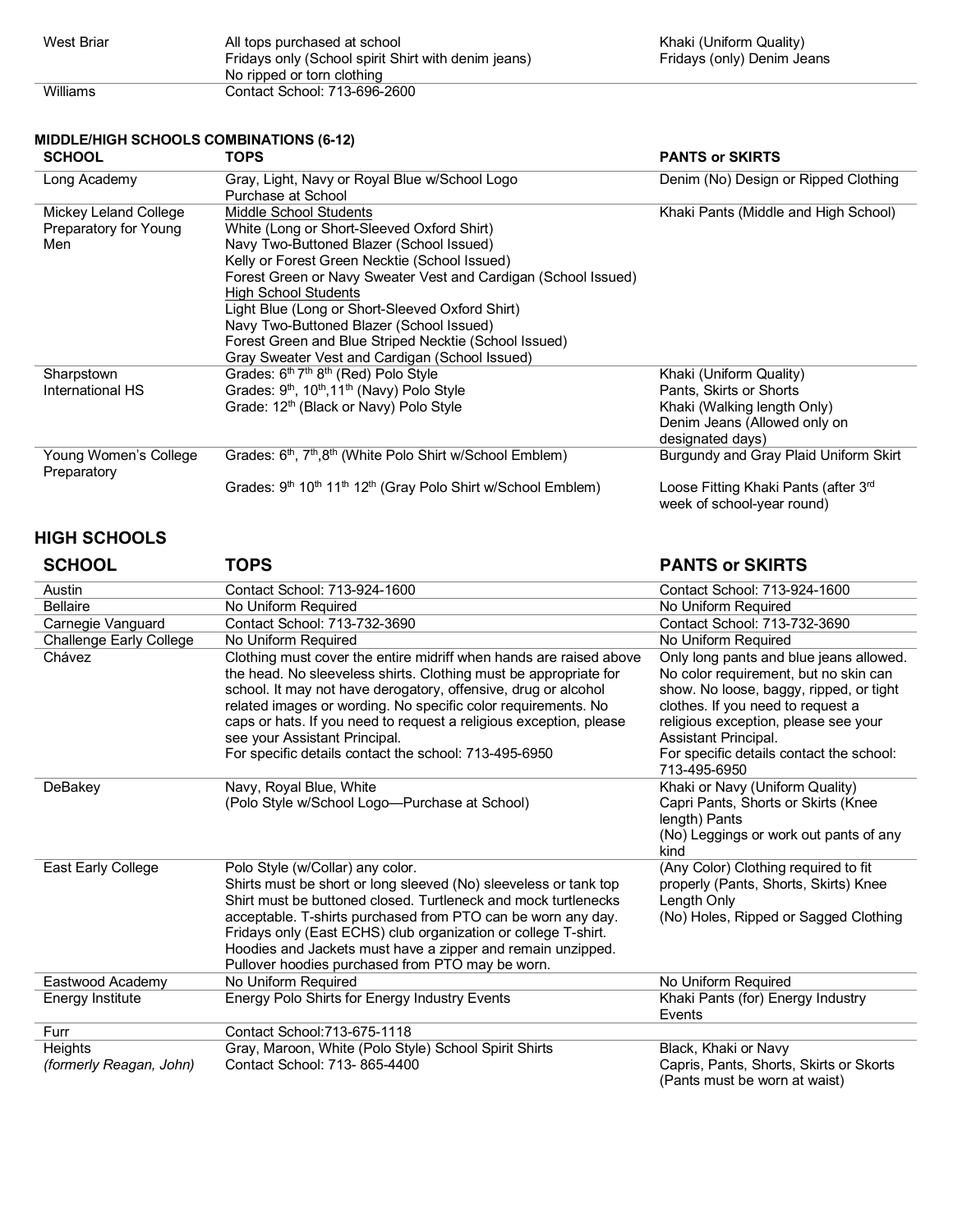| | | |
|---|---|---|
| West Briar | All tops purchased at school<br>Fridays only (School spirit Shirt with denim jeans)<br>No ripped or torn clothing | Khaki (Uniform Quality)<br>Fridays (only) Denim Jeans |
| Williams | Contact School: 713-696-2600 | |

**MIDDLE/HIGH SCHOOLS COMBINATIONS (6-12)**

| SCHOOL | TOPS | PANTS or SKIRTS |
|---|---|---|
| Long Academy | Gray, Light, Navy or Royal Blue w/School Logo<br>Purchase at School | Denim (No) Design or Ripped Clothing |
| Mickey Leland College Preparatory for Young Men | Middle School Students<br>White (Long or Short-Sleeved Oxford Shirt)<br>Navy Two-Buttoned Blazer (School Issued)<br>Kelly or Forest Green Necktie (School Issued)<br>Forest Green or Navy Sweater Vest and Cardigan (School Issued)<br>High School Students<br>Light Blue (Long or Short-Sleeved Oxford Shirt)<br>Navy Two-Buttoned Blazer (School Issued)<br>Forest Green and Blue Striped Necktie (School Issued)<br>Gray Sweater Vest and Cardigan (School Issued) | Khaki Pants (Middle and High School) |
| Sharpstown International HS | Grades: 6th 7th 8th (Red) Polo Style<br>Grades: 9th, 10th, 11th (Navy) Polo Style<br>Grade: 12th (Black or Navy) Polo Style | Khaki (Uniform Quality)<br>Pants, Skirts or Shorts<br>Khaki (Walking length Only)<br>Denim Jeans (Allowed only on designated days) |
| Young Women's College Preparatory | Grades: 6th, 7th, 8th (White Polo Shirt w/School Emblem)<br><br>Grades: 9th 10th 11th 12th (Gray Polo Shirt w/School Emblem) | Burgundy and Gray Plaid Uniform Skirt<br><br>Loose Fitting Khaki Pants (after 3rd week of school-year round) |

## HIGH SCHOOLS

| SCHOOL | TOPS | PANTS or SKIRTS |
|---|---|---|
| Austin | Contact School: 713-924-1600 | Contact School: 713-924-1600 |
| Bellaire | No Uniform Required | No Uniform Required |
| Carnegie Vanguard | Contact School: 713-732-3690 | Contact School: 713-732-3690 |
| Challenge Early College | No Uniform Required | No Uniform Required |
| Chávez | Clothing must cover the entire midriff when hands are raised above the head. No sleeveless shirts. Clothing must be appropriate for school. It may not have derogatory, offensive, drug or alcohol related images or wording. No specific color requirements. No caps or hats. If you need to request a religious exception, please see your Assistant Principal.<br>For specific details contact the school: 713-495-6950 | Only long pants and blue jeans allowed. No color requirement, but no skin can show. No loose, baggy, ripped, or tight clothes. If you need to request a religious exception, please see your Assistant Principal.<br>For specific details contact the school: 713-495-6950 |
| DeBakey | Navy, Royal Blue, White<br>(Polo Style w/School Logo—Purchase at School) | Khaki or Navy (Uniform Quality)<br>Capri Pants, Shorts or Skirts (Knee length) Pants<br>(No) Leggings or work out pants of any kind |
| East Early College | Polo Style (w/Collar) any color.<br>Shirts must be short or long sleeved (No) sleeveless or tank top<br>Shirt must be buttoned closed. Turtleneck and mock turtlenecks acceptable. T-shirts purchased from PTO can be worn any day.<br>Fridays only (East ECHS) club organization or college T-shirt.<br>Hoodies and Jackets must have a zipper and remain unzipped.<br>Pullover hoodies purchased from PTO may be worn. | (Any Color) Clothing required to fit properly (Pants, Shorts, Skirts) Knee Length Only<br>(No) Holes, Ripped or Sagged Clothing |
| Eastwood Academy | No Uniform Required | No Uniform Required |
| Energy Institute | Energy Polo Shirts for Energy Industry Events | Khaki Pants (for) Energy Industry Events |
| Furr | Contact School:713-675-1118 | |
| Heights<br>*(formerly Reagan, John)* | Gray, Maroon, White (Polo Style) School Spirit Shirts<br>Contact School: 713- 865-4400 | Black, Khaki or Navy<br>Capris, Pants, Shorts, Skirts or Skorts<br>(Pants must be worn at waist) |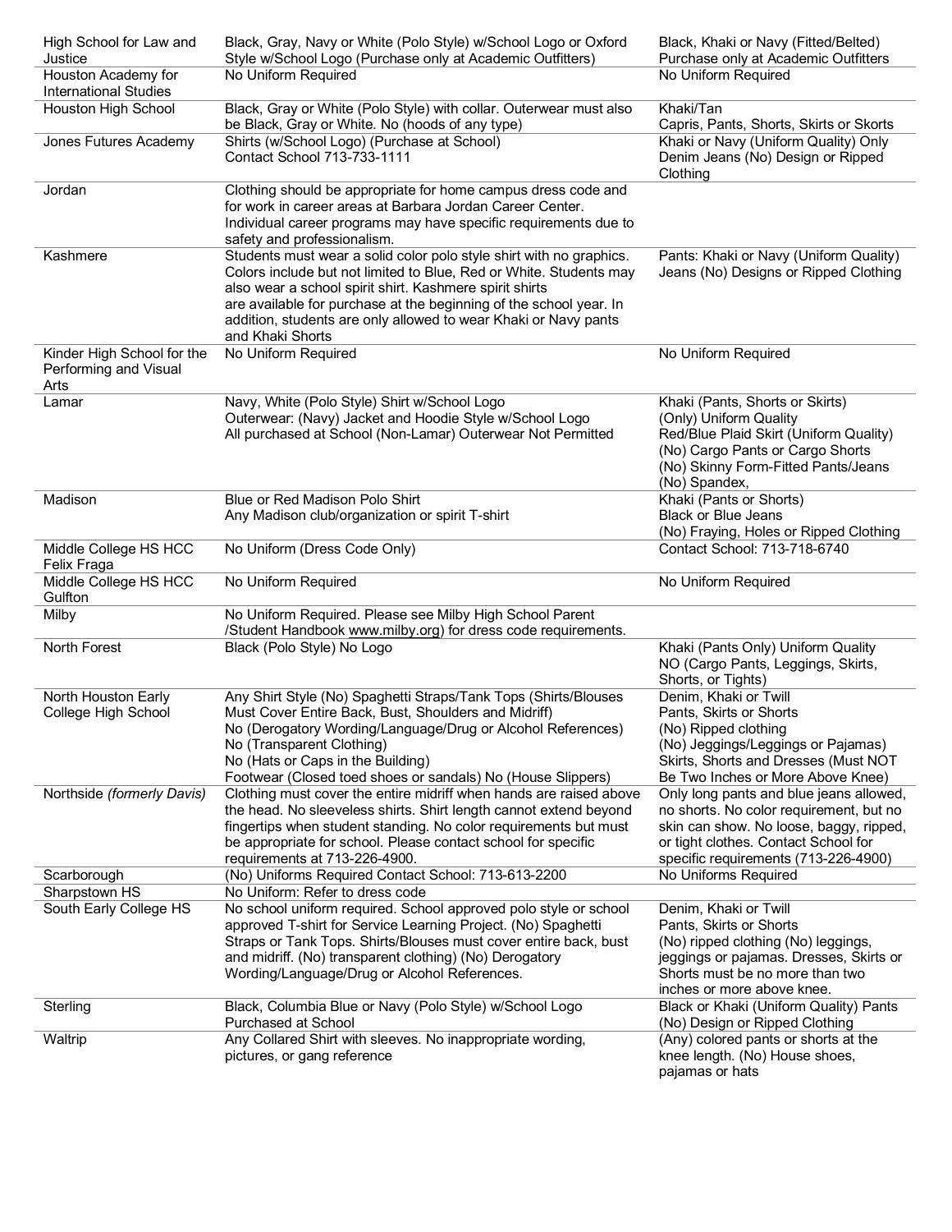| | | |
|---|---|---|
| High School for Law and Justice | Black, Gray, Navy or White (Polo Style) w/School Logo or Oxford Style w/School Logo (Purchase only at Academic Outfitters) | Black, Khaki or Navy (Fitted/Belted) Purchase only at Academic Outfitters |
| Houston Academy for International Studies | No Uniform Required | No Uniform Required |
| Houston High School | Black, Gray or White (Polo Style) with collar. Outerwear must also be Black, Gray or White. No (hoods of any type) | Khaki/Tan<br>Capris, Pants, Shorts, Skirts or Skorts |
| Jones Futures Academy | Shirts (w/School Logo) (Purchase at School)<br>Contact School 713-733-1111 | Khaki or Navy (Uniform Quality) Only<br>Denim Jeans (No) Design or Ripped Clothing |
| Jordan | Clothing should be appropriate for home campus dress code and for work in career areas at Barbara Jordan Career Center. Individual career programs may have specific requirements due to safety and professionalism. | |
| Kashmere | Students must wear a solid color polo style shirt with no graphics. Colors include but not limited to Blue, Red or White. Students may also wear a school spirit shirt. Kashmere spirit shirts are available for purchase at the beginning of the school year. In addition, students are only allowed to wear Khaki or Navy pants and Khaki Shorts | Pants: Khaki or Navy (Uniform Quality)<br>Jeans (No) Designs or Ripped Clothing |
| Kinder High School for the Performing and Visual Arts | No Uniform Required | No Uniform Required |
| Lamar | Navy, White (Polo Style) Shirt w/School Logo<br>Outerwear: (Navy) Jacket and Hoodie Style w/School Logo<br>All purchased at School (Non-Lamar) Outerwear Not Permitted | Khaki (Pants, Shorts or Skirts)<br>(Only) Uniform Quality<br>Red/Blue Plaid Skirt (Uniform Quality)<br>(No) Cargo Pants or Cargo Shorts<br>(No) Skinny Form-Fitted Pants/Jeans<br>(No) Spandex, |
| Madison | Blue or Red Madison Polo Shirt<br>Any Madison club/organization or spirit T-shirt | Khaki (Pants or Shorts)<br>Black or Blue Jeans<br>(No) Fraying, Holes or Ripped Clothing |
| Middle College HS HCC Felix Fraga | No Uniform (Dress Code Only) | Contact School: 713-718-6740 |
| Middle College HS HCC Gulfton | No Uniform Required | No Uniform Required |
| Milby | No Uniform Required. Please see Milby High School Parent /Student Handbook www.milby.org) for dress code requirements. | |
| North Forest | Black (Polo Style) No Logo | Khaki (Pants Only) Uniform Quality<br>NO (Cargo Pants, Leggings, Skirts, Shorts, or Tights) |
| North Houston Early College High School | Any Shirt Style (No) Spaghetti Straps/Tank Tops (Shirts/Blouses Must Cover Entire Back, Bust, Shoulders and Midriff)<br>No (Derogatory Wording/Language/Drug or Alcohol References)<br>No (Transparent Clothing)<br>No (Hats or Caps in the Building)<br>Footwear (Closed toed shoes or sandals) No (House Slippers) | Denim, Khaki or Twill<br>Pants, Skirts or Shorts<br>(No) Ripped clothing<br>(No) Jeggings/Leggings or Pajamas)<br>Skirts, Shorts and Dresses (Must NOT Be Two Inches or More Above Knee) |
| Northside *(formerly Davis)* | Clothing must cover the entire midriff when hands are raised above the head. No sleeveless shirts. Shirt length cannot extend beyond fingertips when student standing. No color requirements but must be appropriate for school. Please contact school for specific requirements at 713-226-4900. | Only long pants and blue jeans allowed, no shorts. No color requirement, but no skin can show. No loose, baggy, ripped, or tight clothes. Contact School for specific requirements (713-226-4900) |
| Scarborough | (No) Uniforms Required Contact School: 713-613-2200 | No Uniforms Required |
| Sharpstown HS | No Uniform: Refer to dress code | |
| South Early College HS | No school uniform required. School approved polo style or school approved T-shirt for Service Learning Project. (No) Spaghetti Straps or Tank Tops. Shirts/Blouses must cover entire back, bust and midriff. (No) transparent clothing) (No) Derogatory Wording/Language/Drug or Alcohol References. | Denim, Khaki or Twill<br>Pants, Skirts or Shorts<br>(No) ripped clothing (No) leggings, jeggings or pajamas. Dresses, Skirts or Shorts must be no more than two inches or more above knee. |
| Sterling | Black, Columbia Blue or Navy (Polo Style) w/School Logo Purchased at School | Black or Khaki (Uniform Quality) Pants<br>(No) Design or Ripped Clothing |
| Waltrip | Any Collared Shirt with sleeves. No inappropriate wording, pictures, or gang reference | (Any) colored pants or shorts at the knee length. (No) House shoes, pajamas or hats |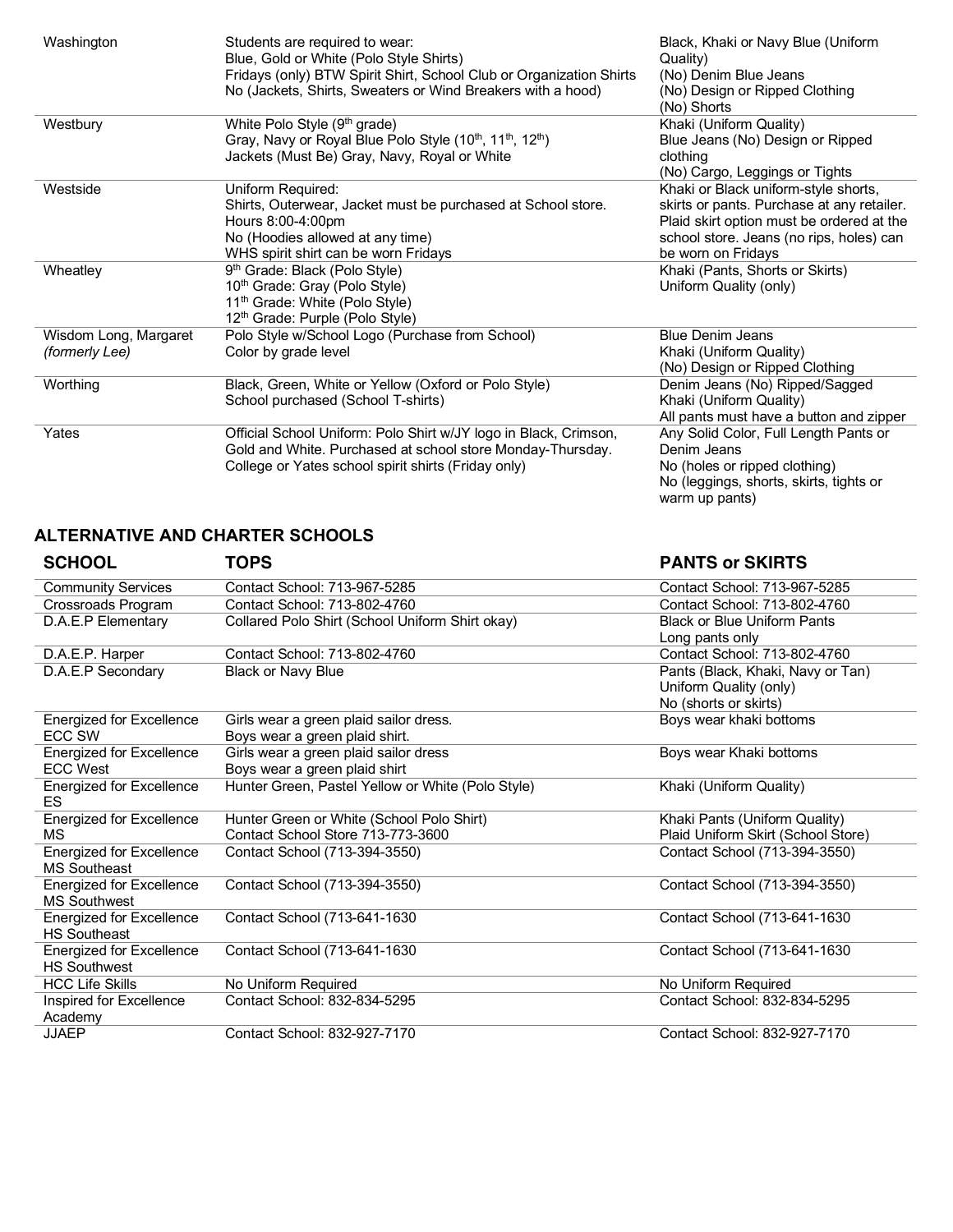| | | |
|---|---|---|
| Washington | Students are required to wear:<br>Blue, Gold or White (Polo Style Shirts)<br>Fridays (only) BTW Spirit Shirt, School Club or Organization Shirts<br>No (Jackets, Shirts, Sweaters or Wind Breakers with a hood) | Black, Khaki or Navy Blue (Uniform Quality)<br>(No) Denim Blue Jeans<br>(No) Design or Ripped Clothing<br>(No) Shorts |
| Westbury | White Polo Style (9th grade)<br>Gray, Navy or Royal Blue Polo Style (10th, 11th, 12th)<br>Jackets (Must Be) Gray, Navy, Royal or White | Khaki (Uniform Quality)<br>Blue Jeans (No) Design or Ripped clothing<br>(No) Cargo, Leggings or Tights |
| Westside | Uniform Required:<br>Shirts, Outerwear, Jacket must be purchased at School store.<br>Hours 8:00-4:00pm<br>No (Hoodies allowed at any time)<br>WHS spirit shirt can be worn Fridays | Khaki or Black uniform-style shorts, skirts or pants. Purchase at any retailer. Plaid skirt option must be ordered at the school store. Jeans (no rips, holes) can be worn on Fridays |
| Wheatley | 9th Grade: Black (Polo Style)<br>10th Grade: Gray (Polo Style)<br>11th Grade: White (Polo Style)<br>12th Grade: Purple (Polo Style) | Khaki (Pants, Shorts or Skirts)<br>Uniform Quality (only) |
| Wisdom Long, Margaret *(formerly Lee)* | Polo Style w/School Logo (Purchase from School)<br>Color by grade level | Blue Denim Jeans<br>Khaki (Uniform Quality)<br>(No) Design or Ripped Clothing |
| Worthing | Black, Green, White or Yellow (Oxford or Polo Style)<br>School purchased (School T-shirts) | Denim Jeans (No) Ripped/Sagged<br>Khaki (Uniform Quality)<br>All pants must have a button and zipper |
| Yates | Official School Uniform: Polo Shirt w/JY logo in Black, Crimson, Gold and White. Purchased at school store Monday-Thursday.<br>College or Yates school spirit shirts (Friday only) | Any Solid Color, Full Length Pants or Denim Jeans<br>No (holes or ripped clothing)<br>No (leggings, shorts, skirts, tights or warm up pants) |

## ALTERNATIVE AND CHARTER SCHOOLS

| SCHOOL | TOPS | PANTS or SKIRTS |
|---|---|---|
| Community Services | Contact School: 713-967-5285 | Contact School: 713-967-5285 |
| Crossroads Program | Contact School: 713-802-4760 | Contact School: 713-802-4760 |
| D.A.E.P Elementary | Collared Polo Shirt (School Uniform Shirt okay) | Black or Blue Uniform Pants<br>Long pants only |
| D.A.E.P. Harper | Contact School: 713-802-4760 | Contact School: 713-802-4760 |
| D.A.E.P Secondary | Black or Navy Blue | Pants (Black, Khaki, Navy or Tan)<br>Uniform Quality (only)<br>No (shorts or skirts) |
| Energized for Excellence ECC SW | Girls wear a green plaid sailor dress.<br>Boys wear a green plaid shirt. | Boys wear khaki bottoms |
| Energized for Excellence ECC West | Girls wear a green plaid sailor dress<br>Boys wear a green plaid shirt | Boys wear Khaki bottoms |
| Energized for Excellence ES | Hunter Green, Pastel Yellow or White (Polo Style) | Khaki (Uniform Quality) |
| Energized for Excellence MS | Hunter Green or White (School Polo Shirt)<br>Contact School Store 713-773-3600 | Khaki Pants (Uniform Quality)<br>Plaid Uniform Skirt (School Store) |
| Energized for Excellence MS Southeast | Contact School (713-394-3550) | Contact School (713-394-3550) |
| Energized for Excellence MS Southwest | Contact School (713-394-3550) | Contact School (713-394-3550) |
| Energized for Excellence HS Southeast | Contact School (713-641-1630 | Contact School (713-641-1630 |
| Energized for Excellence HS Southwest | Contact School (713-641-1630 | Contact School (713-641-1630 |
| HCC Life Skills | No Uniform Required | No Uniform Required |
| Inspired for Excellence Academy | Contact School: 832-834-5295 | Contact School: 832-834-5295 |
| JJAEP | Contact School: 832-927-7170 | Contact School: 832-927-7170 |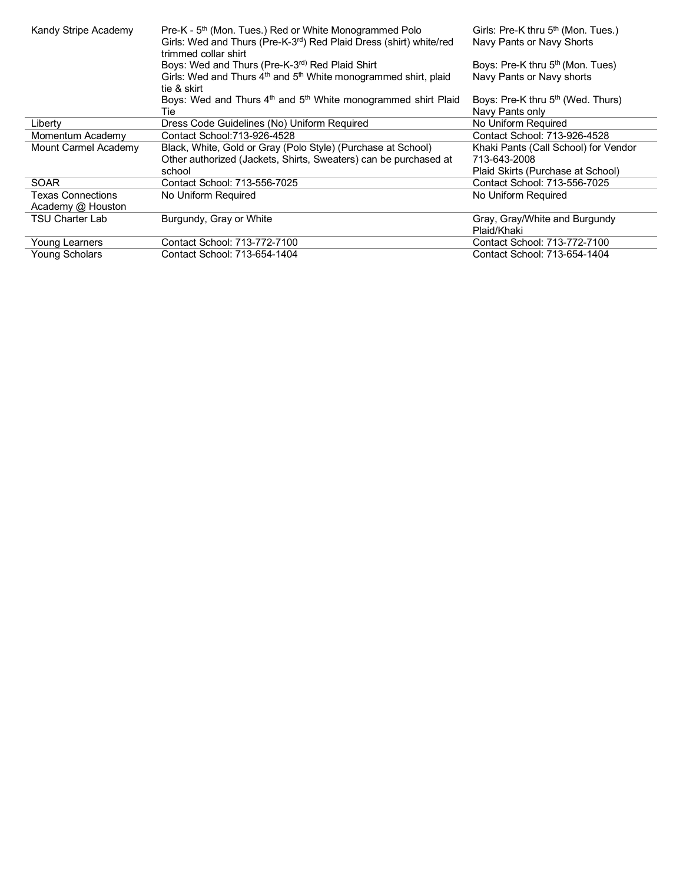| | | |
|---|---|---|
| Kandy Stripe Academy | Pre-K - 5th (Mon. Tues.) Red or White Monogrammed Polo<br>Girls: Wed and Thurs (Pre-K-3rd) Red Plaid Dress (shirt) white/red trimmed collar shirt<br>Boys: Wed and Thurs (Pre-K-3rd) Red Plaid Shirt<br>Girls: Wed and Thurs 4th and 5th White monogrammed shirt, plaid tie & skirt<br>Boys: Wed and Thurs 4th and 5th White monogrammed shirt Plaid Tie | Girls: Pre-K thru 5th (Mon. Tues.)<br>Navy Pants or Navy Shorts<br><br>Boys: Pre-K thru 5th (Mon. Tues)<br>Navy Pants or Navy shorts<br><br>Boys: Pre-K thru 5th (Wed. Thurs)<br>Navy Pants only |
| Liberty | Dress Code Guidelines (No) Uniform Required | No Uniform Required |
| Momentum Academy | Contact School:713-926-4528 | Contact School: 713-926-4528 |
| Mount Carmel Academy | Black, White, Gold or Gray (Polo Style) (Purchase at School)<br>Other authorized (Jackets, Shirts, Sweaters) can be purchased at school | Khaki Pants (Call School) for Vendor 713-643-2008<br>Plaid Skirts (Purchase at School) |
| SOAR | Contact School: 713-556-7025 | Contact School: 713-556-7025 |
| Texas Connections Academy @ Houston | No Uniform Required | No Uniform Required |
| TSU Charter Lab | Burgundy, Gray or White | Gray, Gray/White and Burgundy Plaid/Khaki |
| Young Learners | Contact School: 713-772-7100 | Contact School: 713-772-7100 |
| Young Scholars | Contact School: 713-654-1404 | Contact School: 713-654-1404 |